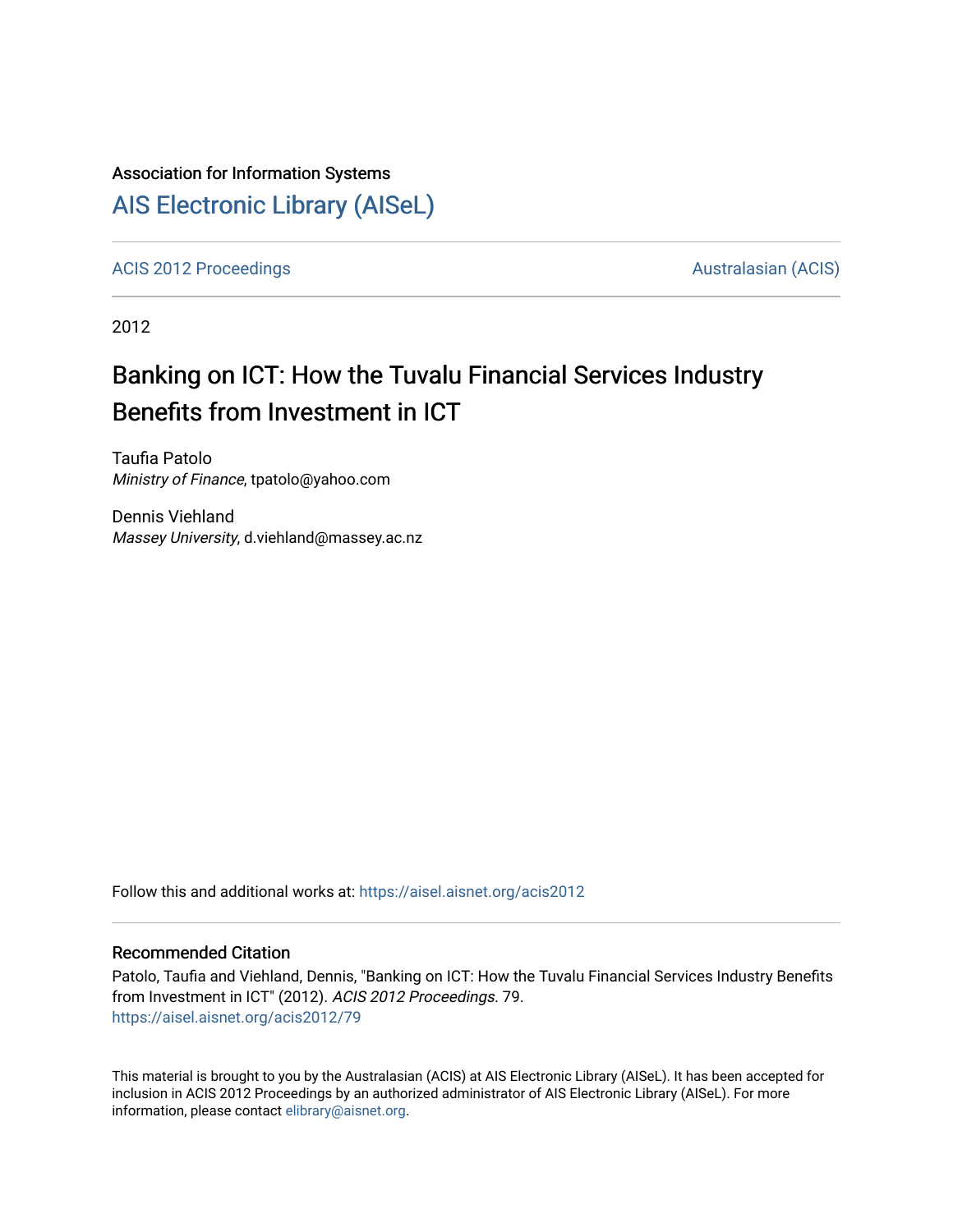Association for Information Systems

# AIS Electronic Library (AISeL)

ACIS 2012 Proceedings | Australasian (ACIS)

2012

## Banking on ICT: How the Tuvalu Financial Services Industry Benefits from Investment in ICT

Taufia Patolo
*Ministry of Finance*, tpatolo@yahoo.com

Dennis Viehland
*Massey University*, d.viehland@massey.ac.nz

Follow this and additional works at: https://aisel.aisnet.org/acis2012

### Recommended Citation

Patolo, Taufia and Viehland, Dennis, "Banking on ICT: How the Tuvalu Financial Services Industry Benefits from Investment in ICT" (2012). *ACIS 2012 Proceedings*. 79.
https://aisel.aisnet.org/acis2012/79

This material is brought to you by the Australasian (ACIS) at AIS Electronic Library (AISeL). It has been accepted for inclusion in ACIS 2012 Proceedings by an authorized administrator of AIS Electronic Library (AISeL). For more information, please contact elibrary@aisnet.org.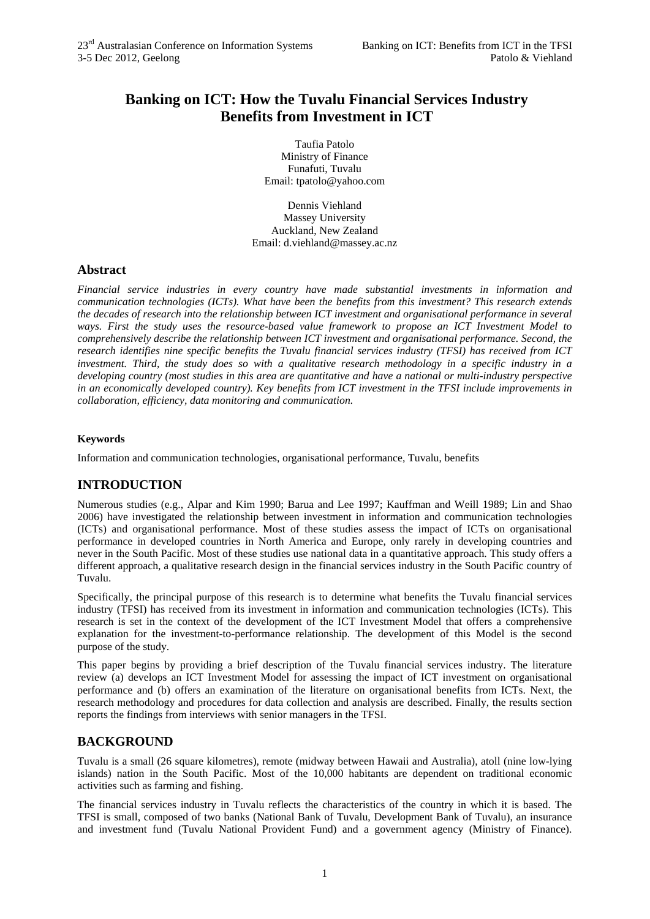# Banking on ICT: How the Tuvalu Financial Services Industry Benefits from Investment in ICT

Taufia Patolo
Ministry of Finance
Funafuti, Tuvalu
Email: tpatolo@yahoo.com

Dennis Viehland
Massey University
Auckland, New Zealand
Email: d.viehland@massey.ac.nz

## Abstract

*Financial service industries in every country have made substantial investments in information and communication technologies (ICTs). What have been the benefits from this investment? This research extends the decades of research into the relationship between ICT investment and organisational performance in several ways. First the study uses the resource-based value framework to propose an ICT Investment Model to comprehensively describe the relationship between ICT investment and organisational performance. Second, the research identifies nine specific benefits the Tuvalu financial services industry (TFSI) has received from ICT investment. Third, the study does so with a qualitative research methodology in a specific industry in a developing country (most studies in this area are quantitative and have a national or multi-industry perspective in an economically developed country). Key benefits from ICT investment in the TFSI include improvements in collaboration, efficiency, data monitoring and communication.*

#### Keywords

Information and communication technologies, organisational performance, Tuvalu, benefits

## INTRODUCTION

Numerous studies (e.g., Alpar and Kim 1990; Barua and Lee 1997; Kauffman and Weill 1989; Lin and Shao 2006) have investigated the relationship between investment in information and communication technologies (ICTs) and organisational performance. Most of these studies assess the impact of ICTs on organisational performance in developed countries in North America and Europe, only rarely in developing countries and never in the South Pacific. Most of these studies use national data in a quantitative approach. This study offers a different approach, a qualitative research design in the financial services industry in the South Pacific country of Tuvalu.

Specifically, the principal purpose of this research is to determine what benefits the Tuvalu financial services industry (TFSI) has received from its investment in information and communication technologies (ICTs). This research is set in the context of the development of the ICT Investment Model that offers a comprehensive explanation for the investment-to-performance relationship. The development of this Model is the second purpose of the study.

This paper begins by providing a brief description of the Tuvalu financial services industry. The literature review (a) develops an ICT Investment Model for assessing the impact of ICT investment on organisational performance and (b) offers an examination of the literature on organisational benefits from ICTs. Next, the research methodology and procedures for data collection and analysis are described. Finally, the results section reports the findings from interviews with senior managers in the TFSI.

## BACKGROUND

Tuvalu is a small (26 square kilometres), remote (midway between Hawaii and Australia), atoll (nine low-lying islands) nation in the South Pacific. Most of the 10,000 habitants are dependent on traditional economic activities such as farming and fishing.

The financial services industry in Tuvalu reflects the characteristics of the country in which it is based. The TFSI is small, composed of two banks (National Bank of Tuvalu, Development Bank of Tuvalu), an insurance and investment fund (Tuvalu National Provident Fund) and a government agency (Ministry of Finance).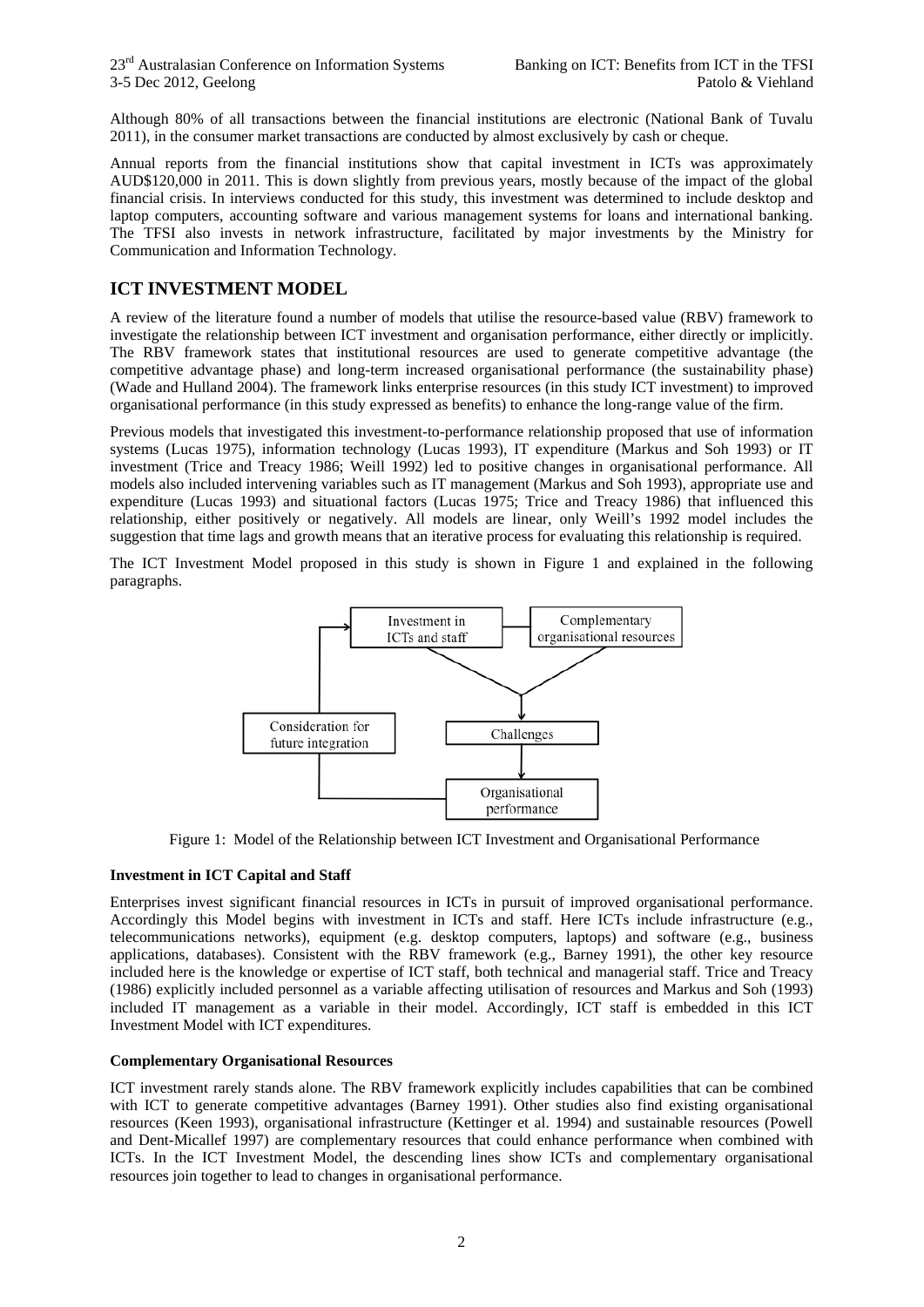Although 80% of all transactions between the financial institutions are electronic (National Bank of Tuvalu 2011), in the consumer market transactions are conducted by almost exclusively by cash or cheque.

Annual reports from the financial institutions show that capital investment in ICTs was approximately AUD$120,000 in 2011. This is down slightly from previous years, mostly because of the impact of the global financial crisis. In interviews conducted for this study, this investment was determined to include desktop and laptop computers, accounting software and various management systems for loans and international banking. The TFSI also invests in network infrastructure, facilitated by major investments by the Ministry for Communication and Information Technology.

## ICT INVESTMENT MODEL

A review of the literature found a number of models that utilise the resource-based value (RBV) framework to investigate the relationship between ICT investment and organisation performance, either directly or implicitly. The RBV framework states that institutional resources are used to generate competitive advantage (the competitive advantage phase) and long-term increased organisational performance (the sustainability phase) (Wade and Hulland 2004). The framework links enterprise resources (in this study ICT investment) to improved organisational performance (in this study expressed as benefits) to enhance the long-range value of the firm.

Previous models that investigated this investment-to-performance relationship proposed that use of information systems (Lucas 1975), information technology (Lucas 1993), IT expenditure (Markus and Soh 1993) or IT investment (Trice and Treacy 1986; Weill 1992) led to positive changes in organisational performance. All models also included intervening variables such as IT management (Markus and Soh 1993), appropriate use and expenditure (Lucas 1993) and situational factors (Lucas 1975; Trice and Treacy 1986) that influenced this relationship, either positively or negatively. All models are linear, only Weill's 1992 model includes the suggestion that time lags and growth means that an iterative process for evaluating this relationship is required.

The ICT Investment Model proposed in this study is shown in Figure 1 and explained in the following paragraphs.

Figure 1: Model of the Relationship between ICT Investment and Organisational Performance

### Investment in ICT Capital and Staff

Enterprises invest significant financial resources in ICTs in pursuit of improved organisational performance. Accordingly this Model begins with investment in ICTs and staff. Here ICTs include infrastructure (e.g., telecommunications networks), equipment (e.g. desktop computers, laptops) and software (e.g., business applications, databases). Consistent with the RBV framework (e.g., Barney 1991), the other key resource included here is the knowledge or expertise of ICT staff, both technical and managerial staff. Trice and Treacy (1986) explicitly included personnel as a variable affecting utilisation of resources and Markus and Soh (1993) included IT management as a variable in their model. Accordingly, ICT staff is embedded in this ICT Investment Model with ICT expenditures.

### Complementary Organisational Resources

ICT investment rarely stands alone. The RBV framework explicitly includes capabilities that can be combined with ICT to generate competitive advantages (Barney 1991). Other studies also find existing organisational resources (Keen 1993), organisational infrastructure (Kettinger et al. 1994) and sustainable resources (Powell and Dent-Micallef 1997) are complementary resources that could enhance performance when combined with ICTs. In the ICT Investment Model, the descending lines show ICTs and complementary organisational resources join together to lead to changes in organisational performance.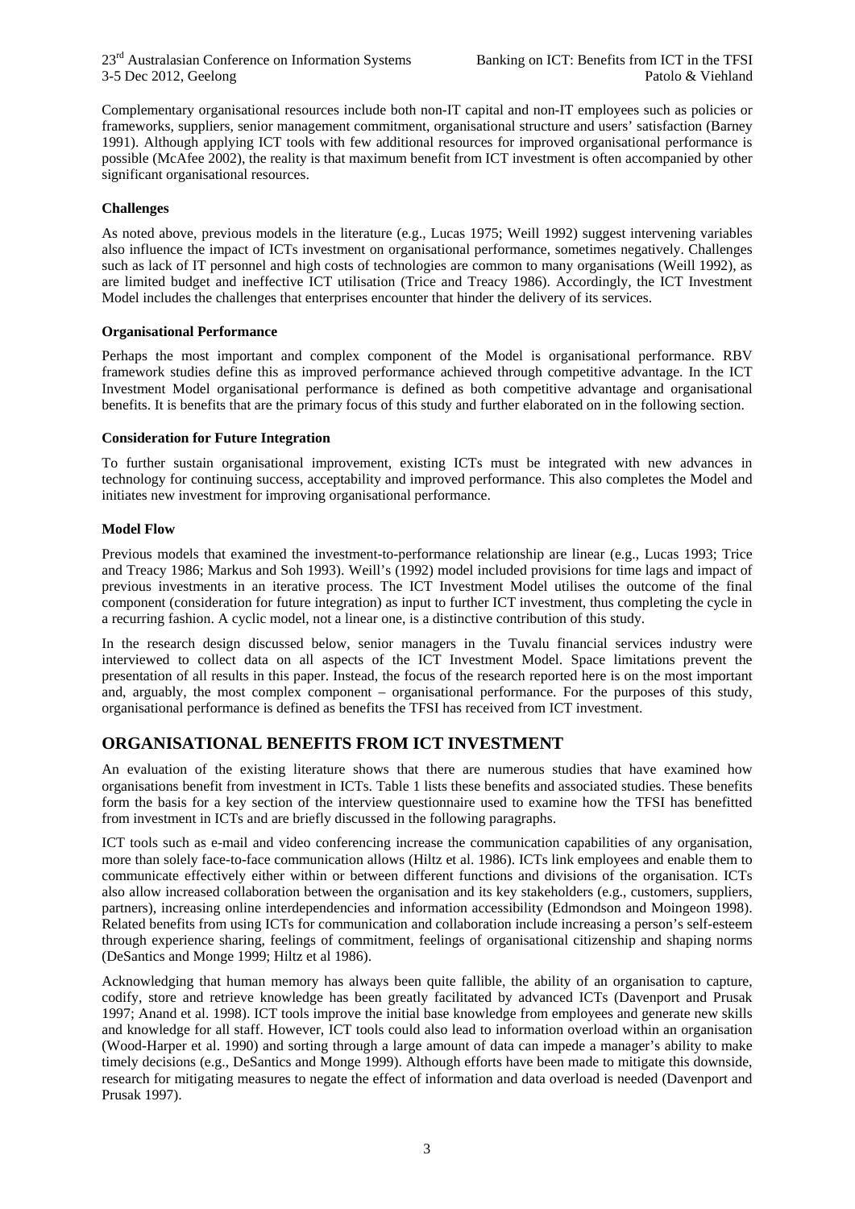Complementary organisational resources include both non-IT capital and non-IT employees such as policies or frameworks, suppliers, senior management commitment, organisational structure and users' satisfaction (Barney 1991). Although applying ICT tools with few additional resources for improved organisational performance is possible (McAfee 2002), the reality is that maximum benefit from ICT investment is often accompanied by other significant organisational resources.

**Challenges**

As noted above, previous models in the literature (e.g., Lucas 1975; Weill 1992) suggest intervening variables also influence the impact of ICTs investment on organisational performance, sometimes negatively. Challenges such as lack of IT personnel and high costs of technologies are common to many organisations (Weill 1992), as are limited budget and ineffective ICT utilisation (Trice and Treacy 1986). Accordingly, the ICT Investment Model includes the challenges that enterprises encounter that hinder the delivery of its services.

**Organisational Performance**

Perhaps the most important and complex component of the Model is organisational performance. RBV framework studies define this as improved performance achieved through competitive advantage. In the ICT Investment Model organisational performance is defined as both competitive advantage and organisational benefits. It is benefits that are the primary focus of this study and further elaborated on in the following section.

**Consideration for Future Integration**

To further sustain organisational improvement, existing ICTs must be integrated with new advances in technology for continuing success, acceptability and improved performance. This also completes the Model and initiates new investment for improving organisational performance.

**Model Flow**

Previous models that examined the investment-to-performance relationship are linear (e.g., Lucas 1993; Trice and Treacy 1986; Markus and Soh 1993). Weill's (1992) model included provisions for time lags and impact of previous investments in an iterative process. The ICT Investment Model utilises the outcome of the final component (consideration for future integration) as input to further ICT investment, thus completing the cycle in a recurring fashion. A cyclic model, not a linear one, is a distinctive contribution of this study.

In the research design discussed below, senior managers in the Tuvalu financial services industry were interviewed to collect data on all aspects of the ICT Investment Model. Space limitations prevent the presentation of all results in this paper. Instead, the focus of the research reported here is on the most important and, arguably, the most complex component – organisational performance. For the purposes of this study, organisational performance is defined as benefits the TFSI has received from ICT investment.

## ORGANISATIONAL BENEFITS FROM ICT INVESTMENT

An evaluation of the existing literature shows that there are numerous studies that have examined how organisations benefit from investment in ICTs. Table 1 lists these benefits and associated studies. These benefits form the basis for a key section of the interview questionnaire used to examine how the TFSI has benefitted from investment in ICTs and are briefly discussed in the following paragraphs.

ICT tools such as e-mail and video conferencing increase the communication capabilities of any organisation, more than solely face-to-face communication allows (Hiltz et al. 1986). ICTs link employees and enable them to communicate effectively either within or between different functions and divisions of the organisation. ICTs also allow increased collaboration between the organisation and its key stakeholders (e.g., customers, suppliers, partners), increasing online interdependencies and information accessibility (Edmondson and Moingeon 1998). Related benefits from using ICTs for communication and collaboration include increasing a person's self-esteem through experience sharing, feelings of commitment, feelings of organisational citizenship and shaping norms (DeSantics and Monge 1999; Hiltz et al 1986).

Acknowledging that human memory has always been quite fallible, the ability of an organisation to capture, codify, store and retrieve knowledge has been greatly facilitated by advanced ICTs (Davenport and Prusak 1997; Anand et al. 1998). ICT tools improve the initial base knowledge from employees and generate new skills and knowledge for all staff. However, ICT tools could also lead to information overload within an organisation (Wood-Harper et al. 1990) and sorting through a large amount of data can impede a manager's ability to make timely decisions (e.g., DeSantics and Monge 1999). Although efforts have been made to mitigate this downside, research for mitigating measures to negate the effect of information and data overload is needed (Davenport and Prusak 1997).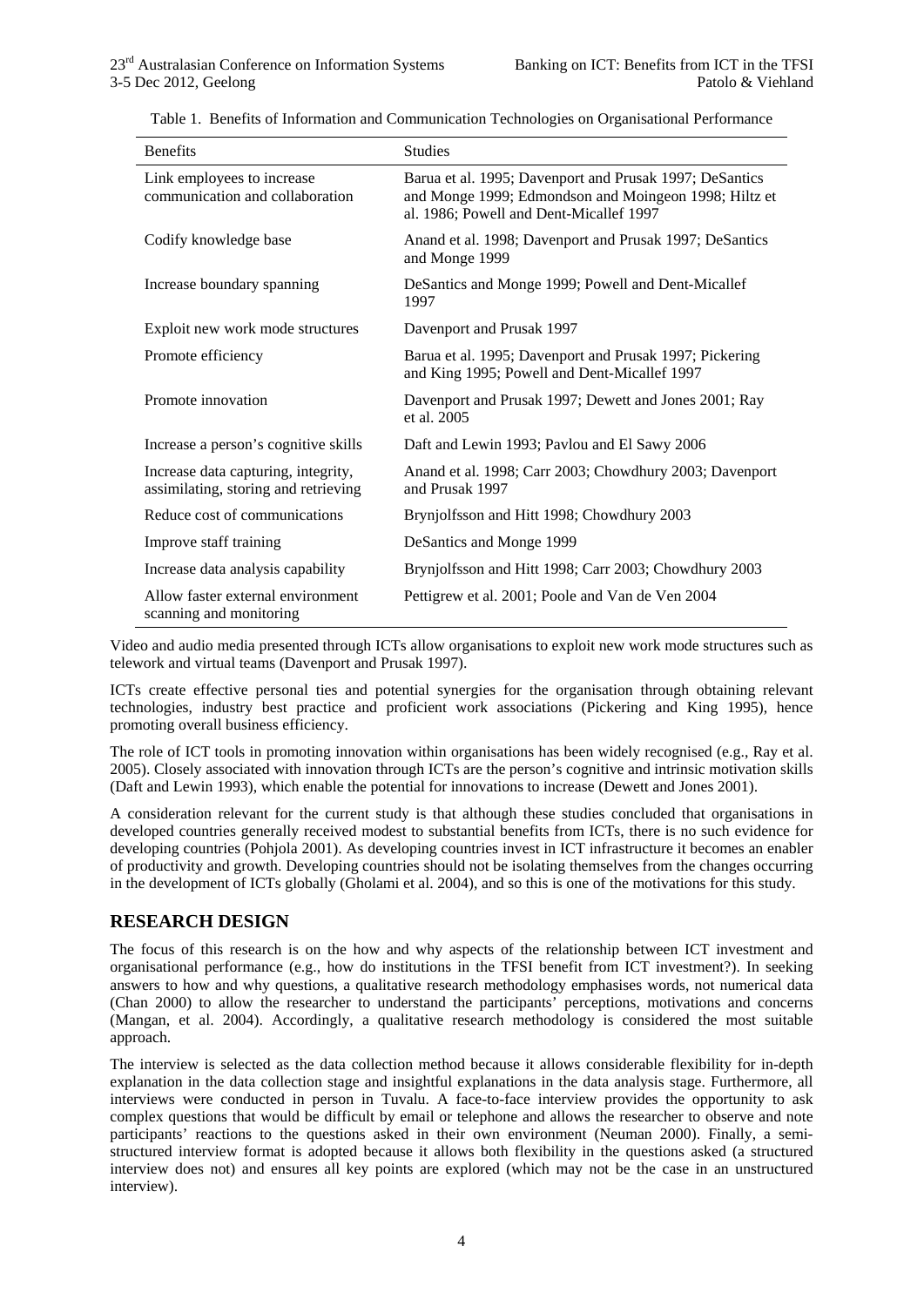Table 1. Benefits of Information and Communication Technologies on Organisational Performance

| Benefits | Studies |
| --- | --- |
| Link employees to increase communication and collaboration | Barua et al. 1995; Davenport and Prusak 1997; DeSantics and Monge 1999; Edmondson and Moingeon 1998; Hiltz et al. 1986; Powell and Dent-Micallef 1997 |
| Codify knowledge base | Anand et al. 1998; Davenport and Prusak 1997; DeSantics and Monge 1999 |
| Increase boundary spanning | DeSantics and Monge 1999; Powell and Dent-Micallef 1997 |
| Exploit new work mode structures | Davenport and Prusak 1997 |
| Promote efficiency | Barua et al. 1995; Davenport and Prusak 1997; Pickering and King 1995; Powell and Dent-Micallef 1997 |
| Promote innovation | Davenport and Prusak 1997; Dewett and Jones 2001; Ray et al. 2005 |
| Increase a person's cognitive skills | Daft and Lewin 1993; Pavlou and El Sawy 2006 |
| Increase data capturing, integrity, assimilating, storing and retrieving | Anand et al. 1998; Carr 2003; Chowdhury 2003; Davenport and Prusak 1997 |
| Reduce cost of communications | Brynjolfsson and Hitt 1998; Chowdhury 2003 |
| Improve staff training | DeSantics and Monge 1999 |
| Increase data analysis capability | Brynjolfsson and Hitt 1998; Carr 2003; Chowdhury 2003 |
| Allow faster external environment scanning and monitoring | Pettigrew et al. 2001; Poole and Van de Ven 2004 |

Video and audio media presented through ICTs allow organisations to exploit new work mode structures such as telework and virtual teams (Davenport and Prusak 1997).

ICTs create effective personal ties and potential synergies for the organisation through obtaining relevant technologies, industry best practice and proficient work associations (Pickering and King 1995), hence promoting overall business efficiency.

The role of ICT tools in promoting innovation within organisations has been widely recognised (e.g., Ray et al. 2005). Closely associated with innovation through ICTs are the person's cognitive and intrinsic motivation skills (Daft and Lewin 1993), which enable the potential for innovations to increase (Dewett and Jones 2001).

A consideration relevant for the current study is that although these studies concluded that organisations in developed countries generally received modest to substantial benefits from ICTs, there is no such evidence for developing countries (Pohjola 2001). As developing countries invest in ICT infrastructure it becomes an enabler of productivity and growth. Developing countries should not be isolating themselves from the changes occurring in the development of ICTs globally (Gholami et al. 2004), and so this is one of the motivations for this study.

## RESEARCH DESIGN

The focus of this research is on the how and why aspects of the relationship between ICT investment and organisational performance (e.g., how do institutions in the TFSI benefit from ICT investment?). In seeking answers to how and why questions, a qualitative research methodology emphasises words, not numerical data (Chan 2000) to allow the researcher to understand the participants' perceptions, motivations and concerns (Mangan, et al. 2004). Accordingly, a qualitative research methodology is considered the most suitable approach.

The interview is selected as the data collection method because it allows considerable flexibility for in-depth explanation in the data collection stage and insightful explanations in the data analysis stage. Furthermore, all interviews were conducted in person in Tuvalu. A face-to-face interview provides the opportunity to ask complex questions that would be difficult by email or telephone and allows the researcher to observe and note participants' reactions to the questions asked in their own environment (Neuman 2000). Finally, a semi-structured interview format is adopted because it allows both flexibility in the questions asked (a structured interview does not) and ensures all key points are explored (which may not be the case in an unstructured interview).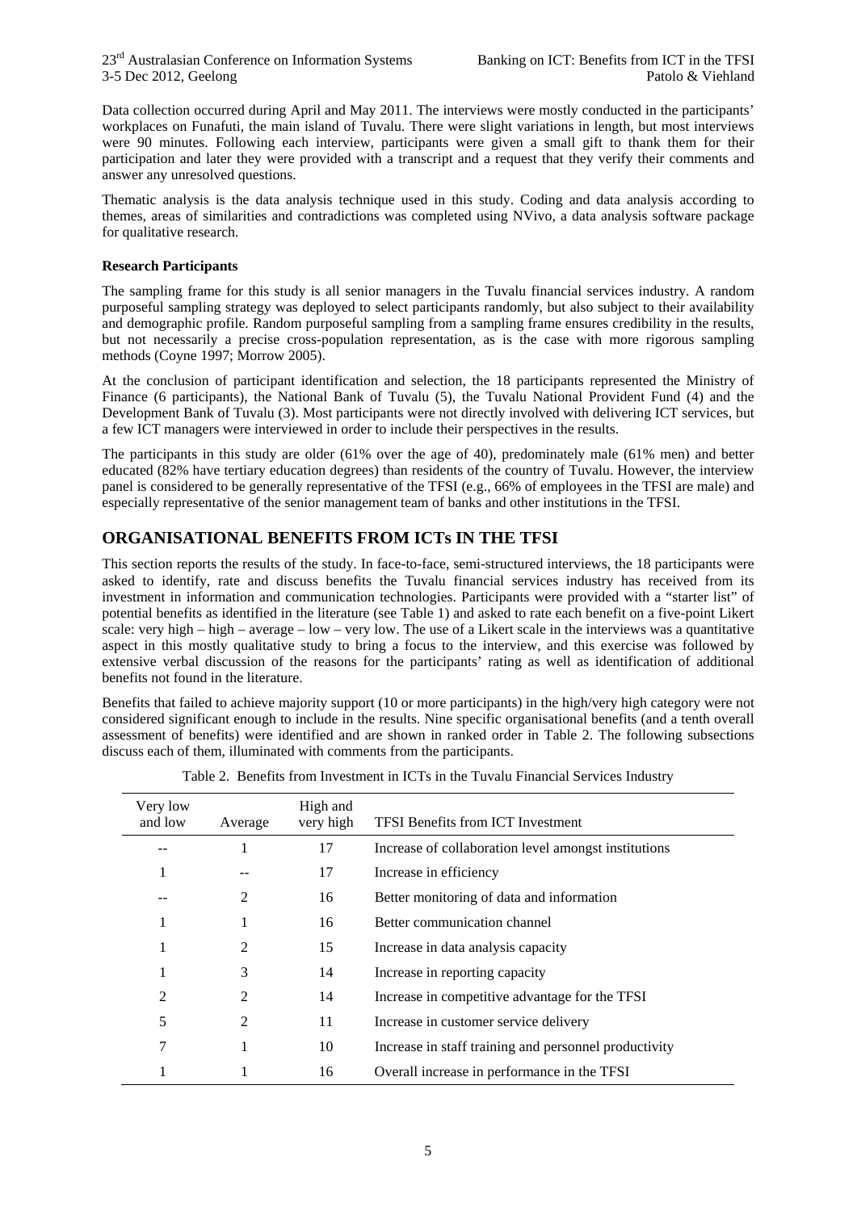Data collection occurred during April and May 2011. The interviews were mostly conducted in the participants' workplaces on Funafuti, the main island of Tuvalu. There were slight variations in length, but most interviews were 90 minutes. Following each interview, participants were given a small gift to thank them for their participation and later they were provided with a transcript and a request that they verify their comments and answer any unresolved questions.

Thematic analysis is the data analysis technique used in this study. Coding and data analysis according to themes, areas of similarities and contradictions was completed using NVivo, a data analysis software package for qualitative research.

**Research Participants**

The sampling frame for this study is all senior managers in the Tuvalu financial services industry. A random purposeful sampling strategy was deployed to select participants randomly, but also subject to their availability and demographic profile. Random purposeful sampling from a sampling frame ensures credibility in the results, but not necessarily a precise cross-population representation, as is the case with more rigorous sampling methods (Coyne 1997; Morrow 2005).

At the conclusion of participant identification and selection, the 18 participants represented the Ministry of Finance (6 participants), the National Bank of Tuvalu (5), the Tuvalu National Provident Fund (4) and the Development Bank of Tuvalu (3). Most participants were not directly involved with delivering ICT services, but a few ICT managers were interviewed in order to include their perspectives in the results.

The participants in this study are older (61% over the age of 40), predominately male (61% men) and better educated (82% have tertiary education degrees) than residents of the country of Tuvalu. However, the interview panel is considered to be generally representative of the TFSI (e.g., 66% of employees in the TFSI are male) and especially representative of the senior management team of banks and other institutions in the TFSI.

## ORGANISATIONAL BENEFITS FROM ICTs IN THE TFSI

This section reports the results of the study. In face-to-face, semi-structured interviews, the 18 participants were asked to identify, rate and discuss benefits the Tuvalu financial services industry has received from its investment in information and communication technologies. Participants were provided with a "starter list" of potential benefits as identified in the literature (see Table 1) and asked to rate each benefit on a five-point Likert scale: very high – high – average – low – very low. The use of a Likert scale in the interviews was a quantitative aspect in this mostly qualitative study to bring a focus to the interview, and this exercise was followed by extensive verbal discussion of the reasons for the participants' rating as well as identification of additional benefits not found in the literature.

Benefits that failed to achieve majority support (10 or more participants) in the high/very high category were not considered significant enough to include in the results. Nine specific organisational benefits (and a tenth overall assessment of benefits) were identified and are shown in ranked order in Table 2. The following subsections discuss each of them, illuminated with comments from the participants.

Table 2. Benefits from Investment in ICTs in the Tuvalu Financial Services Industry

| Very low and low | Average | High and very high | TFSI Benefits from ICT Investment |
|---|---|---|---|
| -- | 1 | 17 | Increase of collaboration level amongst institutions |
| 1 | -- | 17 | Increase in efficiency |
| -- | 2 | 16 | Better monitoring of data and information |
| 1 | 1 | 16 | Better communication channel |
| 1 | 2 | 15 | Increase in data analysis capacity |
| 1 | 3 | 14 | Increase in reporting capacity |
| 2 | 2 | 14 | Increase in competitive advantage for the TFSI |
| 5 | 2 | 11 | Increase in customer service delivery |
| 7 | 1 | 10 | Increase in staff training and personnel productivity |
| 1 | 1 | 16 | Overall increase in performance in the TFSI |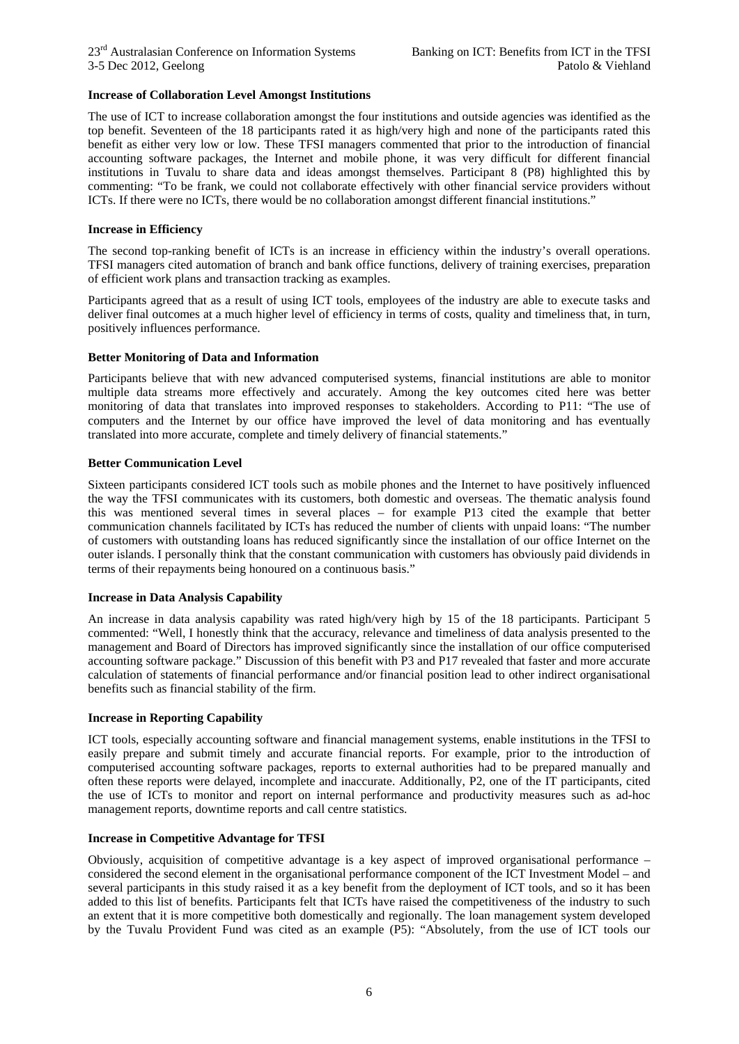**Increase of Collaboration Level Amongst Institutions**

The use of ICT to increase collaboration amongst the four institutions and outside agencies was identified as the top benefit. Seventeen of the 18 participants rated it as high/very high and none of the participants rated this benefit as either very low or low. These TFSI managers commented that prior to the introduction of financial accounting software packages, the Internet and mobile phone, it was very difficult for different financial institutions in Tuvalu to share data and ideas amongst themselves. Participant 8 (P8) highlighted this by commenting: "To be frank, we could not collaborate effectively with other financial service providers without ICTs. If there were no ICTs, there would be no collaboration amongst different financial institutions."

**Increase in Efficiency**

The second top-ranking benefit of ICTs is an increase in efficiency within the industry's overall operations. TFSI managers cited automation of branch and bank office functions, delivery of training exercises, preparation of efficient work plans and transaction tracking as examples.

Participants agreed that as a result of using ICT tools, employees of the industry are able to execute tasks and deliver final outcomes at a much higher level of efficiency in terms of costs, quality and timeliness that, in turn, positively influences performance.

**Better Monitoring of Data and Information**

Participants believe that with new advanced computerised systems, financial institutions are able to monitor multiple data streams more effectively and accurately. Among the key outcomes cited here was better monitoring of data that translates into improved responses to stakeholders. According to P11: "The use of computers and the Internet by our office have improved the level of data monitoring and has eventually translated into more accurate, complete and timely delivery of financial statements."

**Better Communication Level**

Sixteen participants considered ICT tools such as mobile phones and the Internet to have positively influenced the way the TFSI communicates with its customers, both domestic and overseas. The thematic analysis found this was mentioned several times in several places – for example P13 cited the example that better communication channels facilitated by ICTs has reduced the number of clients with unpaid loans: "The number of customers with outstanding loans has reduced significantly since the installation of our office Internet on the outer islands. I personally think that the constant communication with customers has obviously paid dividends in terms of their repayments being honoured on a continuous basis."

**Increase in Data Analysis Capability**

An increase in data analysis capability was rated high/very high by 15 of the 18 participants. Participant 5 commented: "Well, I honestly think that the accuracy, relevance and timeliness of data analysis presented to the management and Board of Directors has improved significantly since the installation of our office computerised accounting software package." Discussion of this benefit with P3 and P17 revealed that faster and more accurate calculation of statements of financial performance and/or financial position lead to other indirect organisational benefits such as financial stability of the firm.

**Increase in Reporting Capability**

ICT tools, especially accounting software and financial management systems, enable institutions in the TFSI to easily prepare and submit timely and accurate financial reports. For example, prior to the introduction of computerised accounting software packages, reports to external authorities had to be prepared manually and often these reports were delayed, incomplete and inaccurate. Additionally, P2, one of the IT participants, cited the use of ICTs to monitor and report on internal performance and productivity measures such as ad-hoc management reports, downtime reports and call centre statistics.

**Increase in Competitive Advantage for TFSI**

Obviously, acquisition of competitive advantage is a key aspect of improved organisational performance – considered the second element in the organisational performance component of the ICT Investment Model – and several participants in this study raised it as a key benefit from the deployment of ICT tools, and so it has been added to this list of benefits. Participants felt that ICTs have raised the competitiveness of the industry to such an extent that it is more competitive both domestically and regionally. The loan management system developed by the Tuvalu Provident Fund was cited as an example (P5): "Absolutely, from the use of ICT tools our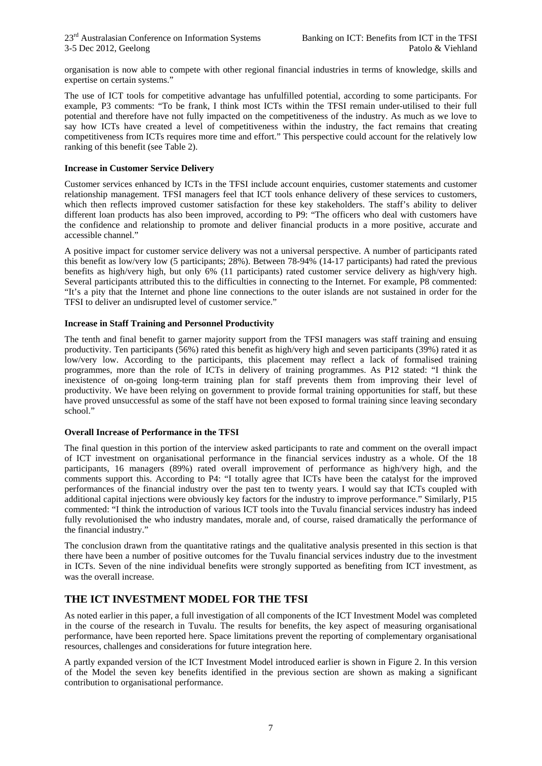organisation is now able to compete with other regional financial industries in terms of knowledge, skills and expertise on certain systems."

The use of ICT tools for competitive advantage has unfulfilled potential, according to some participants. For example, P3 comments: "To be frank, I think most ICTs within the TFSI remain under-utilised to their full potential and therefore have not fully impacted on the competitiveness of the industry. As much as we love to say how ICTs have created a level of competitiveness within the industry, the fact remains that creating competitiveness from ICTs requires more time and effort." This perspective could account for the relatively low ranking of this benefit (see Table 2).

**Increase in Customer Service Delivery**

Customer services enhanced by ICTs in the TFSI include account enquiries, customer statements and customer relationship management. TFSI managers feel that ICT tools enhance delivery of these services to customers, which then reflects improved customer satisfaction for these key stakeholders. The staff's ability to deliver different loan products has also been improved, according to P9: "The officers who deal with customers have the confidence and relationship to promote and deliver financial products in a more positive, accurate and accessible channel."

A positive impact for customer service delivery was not a universal perspective. A number of participants rated this benefit as low/very low (5 participants; 28%). Between 78-94% (14-17 participants) had rated the previous benefits as high/very high, but only 6% (11 participants) rated customer service delivery as high/very high. Several participants attributed this to the difficulties in connecting to the Internet. For example, P8 commented: "It's a pity that the Internet and phone line connections to the outer islands are not sustained in order for the TFSI to deliver an undisrupted level of customer service."

**Increase in Staff Training and Personnel Productivity**

The tenth and final benefit to garner majority support from the TFSI managers was staff training and ensuing productivity. Ten participants (56%) rated this benefit as high/very high and seven participants (39%) rated it as low/very low. According to the participants, this placement may reflect a lack of formalised training programmes, more than the role of ICTs in delivery of training programmes. As P12 stated: "I think the inexistence of on-going long-term training plan for staff prevents them from improving their level of productivity. We have been relying on government to provide formal training opportunities for staff, but these have proved unsuccessful as some of the staff have not been exposed to formal training since leaving secondary school."

**Overall Increase of Performance in the TFSI**

The final question in this portion of the interview asked participants to rate and comment on the overall impact of ICT investment on organisational performance in the financial services industry as a whole. Of the 18 participants, 16 managers (89%) rated overall improvement of performance as high/very high, and the comments support this. According to P4: "I totally agree that ICTs have been the catalyst for the improved performances of the financial industry over the past ten to twenty years. I would say that ICTs coupled with additional capital injections were obviously key factors for the industry to improve performance." Similarly, P15 commented: "I think the introduction of various ICT tools into the Tuvalu financial services industry has indeed fully revolutionised the who industry mandates, morale and, of course, raised dramatically the performance of the financial industry."

The conclusion drawn from the quantitative ratings and the qualitative analysis presented in this section is that there have been a number of positive outcomes for the Tuvalu financial services industry due to the investment in ICTs. Seven of the nine individual benefits were strongly supported as benefiting from ICT investment, as was the overall increase.

## THE ICT INVESTMENT MODEL FOR THE TFSI

As noted earlier in this paper, a full investigation of all components of the ICT Investment Model was completed in the course of the research in Tuvalu. The results for benefits, the key aspect of measuring organisational performance, have been reported here. Space limitations prevent the reporting of complementary organisational resources, challenges and considerations for future integration here.

A partly expanded version of the ICT Investment Model introduced earlier is shown in Figure 2. In this version of the Model the seven key benefits identified in the previous section are shown as making a significant contribution to organisational performance.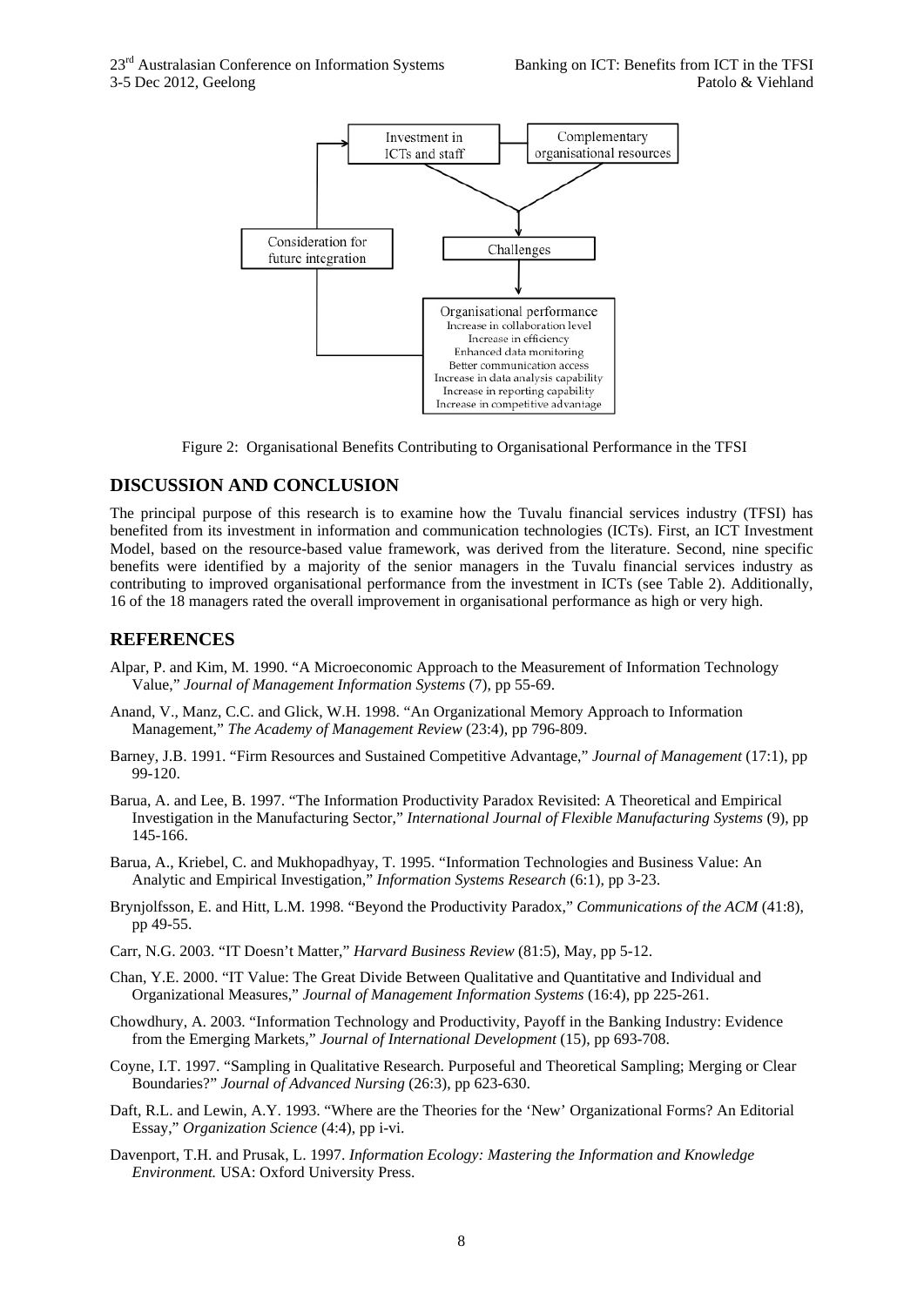Figure 2: Organisational Benefits Contributing to Organisational Performance in the TFSI

## DISCUSSION AND CONCLUSION

The principal purpose of this research is to examine how the Tuvalu financial services industry (TFSI) has benefited from its investment in information and communication technologies (ICTs). First, an ICT Investment Model, based on the resource-based value framework, was derived from the literature. Second, nine specific benefits were identified by a majority of the senior managers in the Tuvalu financial services industry as contributing to improved organisational performance from the investment in ICTs (see Table 2). Additionally, 16 of the 18 managers rated the overall improvement in organisational performance as high or very high.

## REFERENCES

Alpar, P. and Kim, M. 1990. "A Microeconomic Approach to the Measurement of Information Technology Value," *Journal of Management Information Systems* (7), pp 55-69.

Anand, V., Manz, C.C. and Glick, W.H. 1998. "An Organizational Memory Approach to Information Management," *The Academy of Management Review* (23:4), pp 796-809.

Barney, J.B. 1991. "Firm Resources and Sustained Competitive Advantage," *Journal of Management* (17:1), pp 99-120.

Barua, A. and Lee, B. 1997. "The Information Productivity Paradox Revisited: A Theoretical and Empirical Investigation in the Manufacturing Sector," *International Journal of Flexible Manufacturing Systems* (9), pp 145-166.

Barua, A., Kriebel, C. and Mukhopadhyay, T. 1995. "Information Technologies and Business Value: An Analytic and Empirical Investigation," *Information Systems Research* (6:1), pp 3-23.

Brynjolfsson, E. and Hitt, L.M. 1998. "Beyond the Productivity Paradox," *Communications of the ACM* (41:8), pp 49-55.

Carr, N.G. 2003. "IT Doesn't Matter," *Harvard Business Review* (81:5), May, pp 5-12.

Chan, Y.E. 2000. "IT Value: The Great Divide Between Qualitative and Quantitative and Individual and Organizational Measures," *Journal of Management Information Systems* (16:4), pp 225-261.

Chowdhury, A. 2003. "Information Technology and Productivity, Payoff in the Banking Industry: Evidence from the Emerging Markets," *Journal of International Development* (15), pp 693-708.

Coyne, I.T. 1997. "Sampling in Qualitative Research. Purposeful and Theoretical Sampling; Merging or Clear Boundaries?" *Journal of Advanced Nursing* (26:3), pp 623-630.

Daft, R.L. and Lewin, A.Y. 1993. "Where are the Theories for the 'New' Organizational Forms? An Editorial Essay," *Organization Science* (4:4), pp i-vi.

Davenport, T.H. and Prusak, L. 1997. *Information Ecology: Mastering the Information and Knowledge Environment.* USA: Oxford University Press.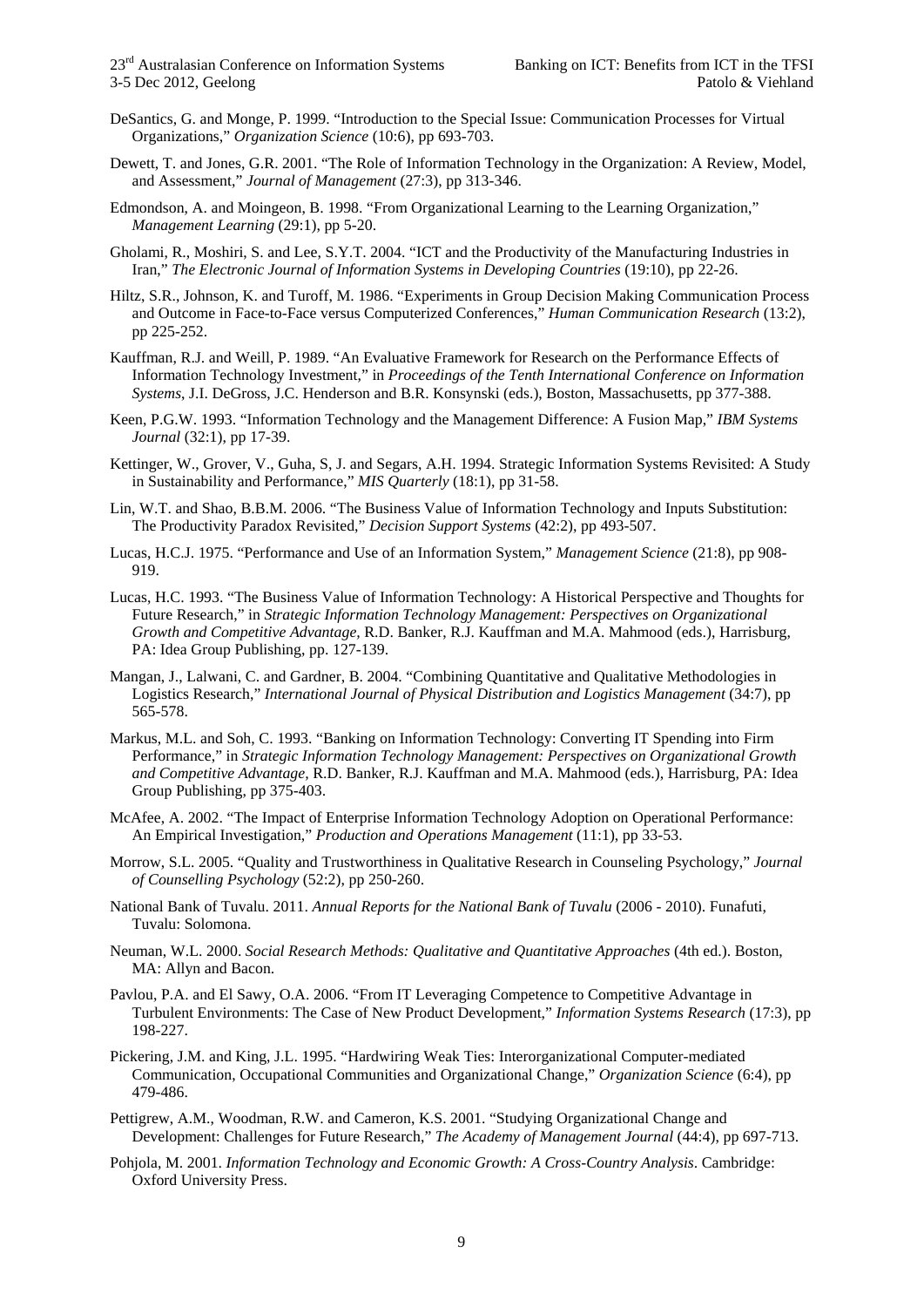DeSantics, G. and Monge, P. 1999. "Introduction to the Special Issue: Communication Processes for Virtual Organizations," *Organization Science* (10:6), pp 693-703.

Dewett, T. and Jones, G.R. 2001. "The Role of Information Technology in the Organization: A Review, Model, and Assessment," *Journal of Management* (27:3), pp 313-346.

Edmondson, A. and Moingeon, B. 1998. "From Organizational Learning to the Learning Organization," *Management Learning* (29:1), pp 5-20.

Gholami, R., Moshiri, S. and Lee, S.Y.T. 2004. "ICT and the Productivity of the Manufacturing Industries in Iran," *The Electronic Journal of Information Systems in Developing Countries* (19:10), pp 22-26.

Hiltz, S.R., Johnson, K. and Turoff, M. 1986. "Experiments in Group Decision Making Communication Process and Outcome in Face-to-Face versus Computerized Conferences," *Human Communication Research* (13:2), pp 225-252.

Kauffman, R.J. and Weill, P. 1989. "An Evaluative Framework for Research on the Performance Effects of Information Technology Investment," in *Proceedings of the Tenth International Conference on Information Systems*, J.I. DeGross, J.C. Henderson and B.R. Konsynski (eds.), Boston, Massachusetts, pp 377-388.

Keen, P.G.W. 1993. "Information Technology and the Management Difference: A Fusion Map," *IBM Systems Journal* (32:1), pp 17-39.

Kettinger, W., Grover, V., Guha, S, J. and Segars, A.H. 1994. Strategic Information Systems Revisited: A Study in Sustainability and Performance," *MIS Quarterly* (18:1), pp 31-58.

Lin, W.T. and Shao, B.B.M. 2006. "The Business Value of Information Technology and Inputs Substitution: The Productivity Paradox Revisited," *Decision Support Systems* (42:2), pp 493-507.

Lucas, H.C.J. 1975. "Performance and Use of an Information System," *Management Science* (21:8), pp 908-919.

Lucas, H.C. 1993. "The Business Value of Information Technology: A Historical Perspective and Thoughts for Future Research," in *Strategic Information Technology Management: Perspectives on Organizational Growth and Competitive Advantage,* R.D. Banker, R.J. Kauffman and M.A. Mahmood (eds.), Harrisburg, PA: Idea Group Publishing, pp. 127-139.

Mangan, J., Lalwani, C. and Gardner, B. 2004. "Combining Quantitative and Qualitative Methodologies in Logistics Research," *International Journal of Physical Distribution and Logistics Management* (34:7), pp 565-578.

Markus, M.L. and Soh, C. 1993. "Banking on Information Technology: Converting IT Spending into Firm Performance," in *Strategic Information Technology Management: Perspectives on Organizational Growth and Competitive Advantage,* R.D. Banker, R.J. Kauffman and M.A. Mahmood (eds.), Harrisburg, PA: Idea Group Publishing, pp 375-403.

McAfee, A. 2002. "The Impact of Enterprise Information Technology Adoption on Operational Performance: An Empirical Investigation," *Production and Operations Management* (11:1), pp 33-53.

Morrow, S.L. 2005. "Quality and Trustworthiness in Qualitative Research in Counseling Psychology," *Journal of Counselling Psychology* (52:2), pp 250-260.

National Bank of Tuvalu. 2011. *Annual Reports for the National Bank of Tuvalu* (2006 - 2010). Funafuti, Tuvalu: Solomona.

Neuman, W.L. 2000. *Social Research Methods: Qualitative and Quantitative Approaches* (4th ed.). Boston, MA: Allyn and Bacon.

Pavlou, P.A. and El Sawy, O.A. 2006. "From IT Leveraging Competence to Competitive Advantage in Turbulent Environments: The Case of New Product Development," *Information Systems Research* (17:3), pp 198-227.

Pickering, J.M. and King, J.L. 1995. "Hardwiring Weak Ties: Interorganizational Computer-mediated Communication, Occupational Communities and Organizational Change," *Organization Science* (6:4), pp 479-486.

Pettigrew, A.M., Woodman, R.W. and Cameron, K.S. 2001. "Studying Organizational Change and Development: Challenges for Future Research," *The Academy of Management Journal* (44:4), pp 697-713.

Pohjola, M. 2001. *Information Technology and Economic Growth: A Cross-Country Analysis*. Cambridge: Oxford University Press.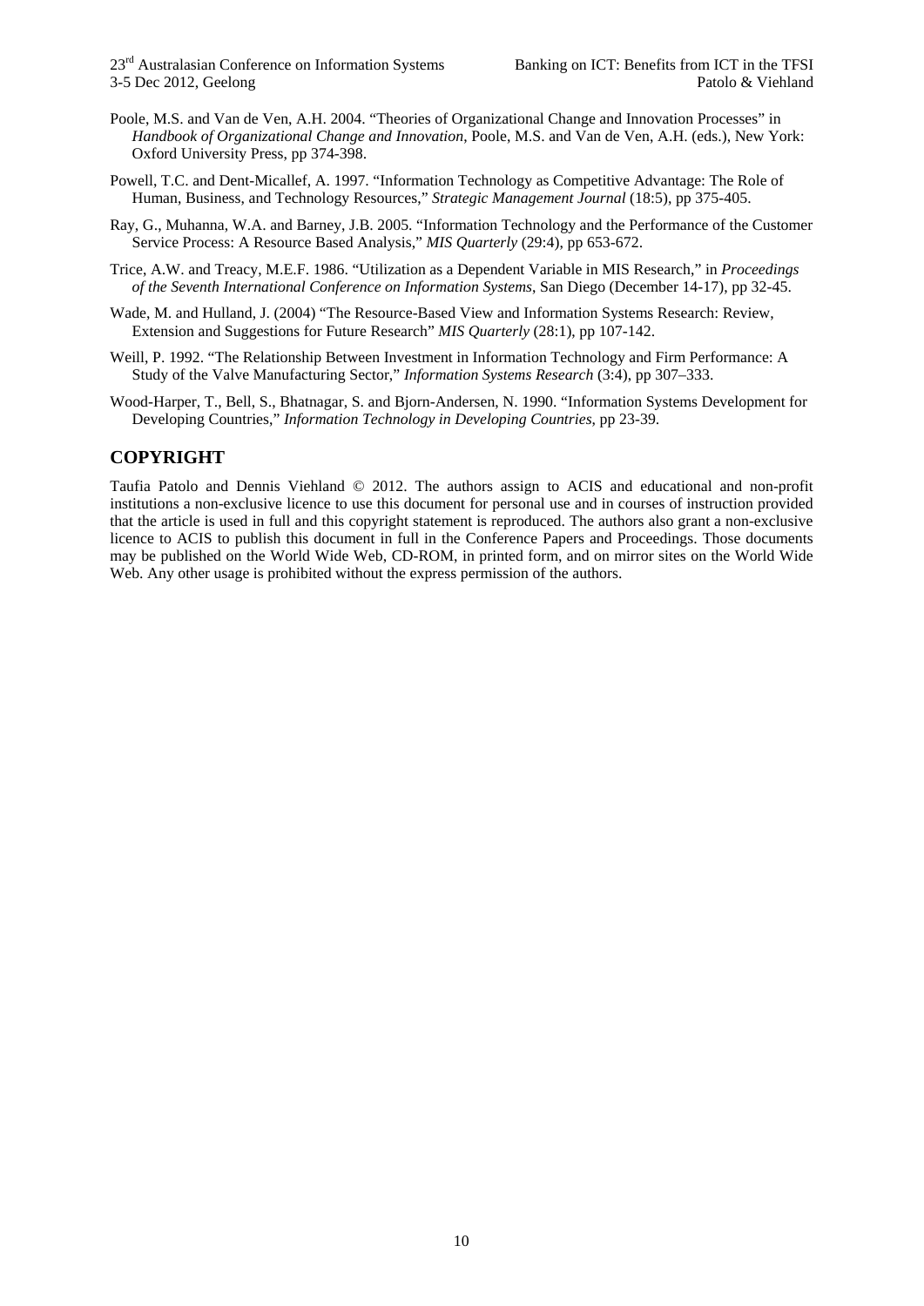Poole, M.S. and Van de Ven, A.H. 2004. "Theories of Organizational Change and Innovation Processes" in *Handbook of Organizational Change and Innovation*, Poole, M.S. and Van de Ven, A.H. (eds.), New York: Oxford University Press, pp 374-398.

Powell, T.C. and Dent-Micallef, A. 1997. "Information Technology as Competitive Advantage: The Role of Human, Business, and Technology Resources," *Strategic Management Journal* (18:5), pp 375-405.

Ray, G., Muhanna, W.A. and Barney, J.B. 2005. "Information Technology and the Performance of the Customer Service Process: A Resource Based Analysis," *MIS Quarterly* (29:4), pp 653-672.

Trice, A.W. and Treacy, M.E.F. 1986. "Utilization as a Dependent Variable in MIS Research," in *Proceedings of the Seventh International Conference on Information Systems*, San Diego (December 14-17), pp 32-45.

Wade, M. and Hulland, J. (2004) "The Resource-Based View and Information Systems Research: Review, Extension and Suggestions for Future Research" *MIS Quarterly* (28:1), pp 107-142.

Weill, P. 1992. "The Relationship Between Investment in Information Technology and Firm Performance: A Study of the Valve Manufacturing Sector," *Information Systems Research* (3:4), pp 307–333.

Wood-Harper, T., Bell, S., Bhatnagar, S. and Bjorn-Andersen, N. 1990. "Information Systems Development for Developing Countries," *Information Technology in Developing Countries*, pp 23-39.

## COPYRIGHT

Taufia Patolo and Dennis Viehland © 2012. The authors assign to ACIS and educational and non-profit institutions a non-exclusive licence to use this document for personal use and in courses of instruction provided that the article is used in full and this copyright statement is reproduced. The authors also grant a non-exclusive licence to ACIS to publish this document in full in the Conference Papers and Proceedings. Those documents may be published on the World Wide Web, CD-ROM, in printed form, and on mirror sites on the World Wide Web. Any other usage is prohibited without the express permission of the authors.